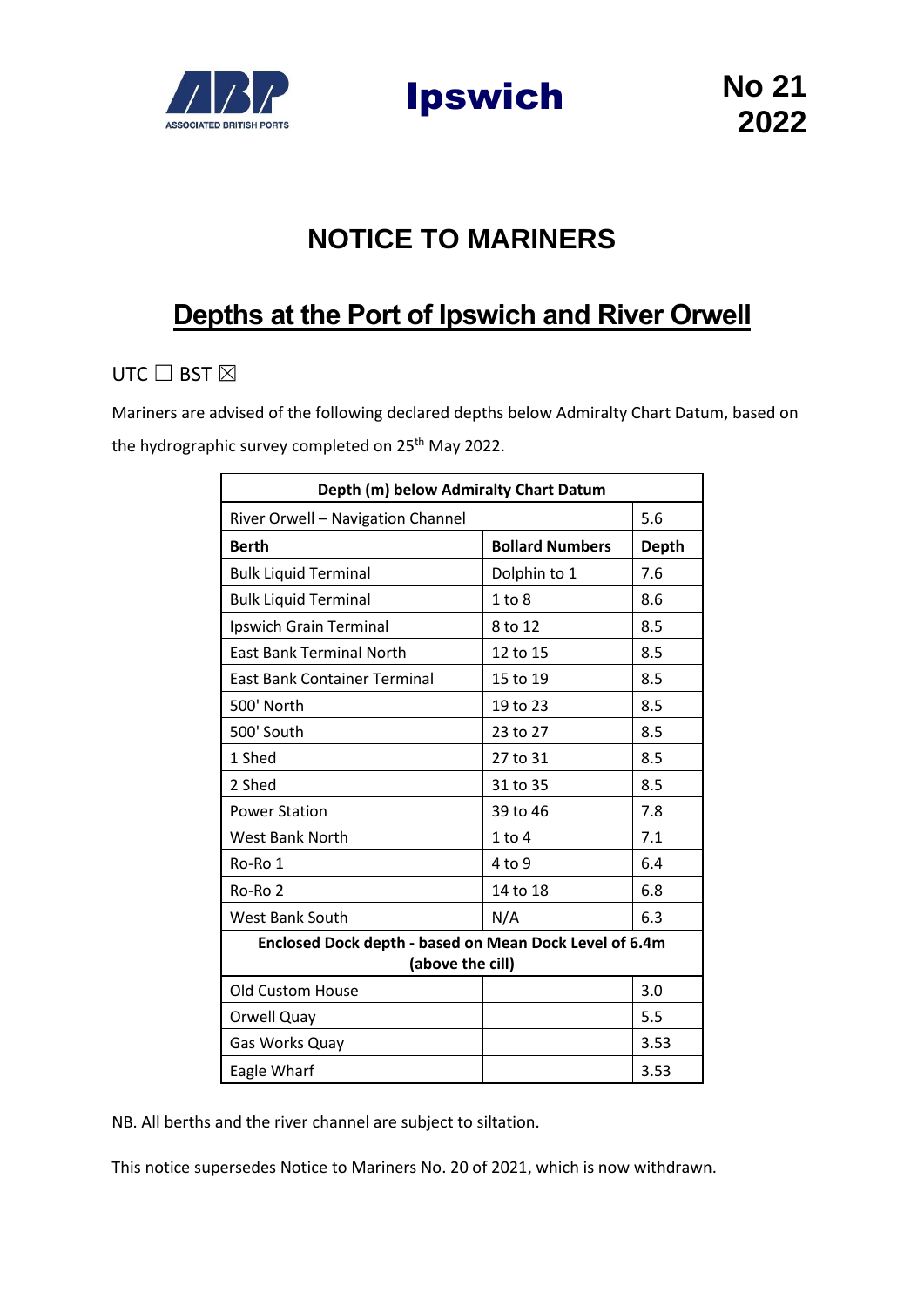Ipswich

No 21
2022

# NOTICE TO MARINERS

## Depths at the Port of Ipswich and River Orwell

UTC ☐ BST ☒

Mariners are advised of the following declared depths below Admiralty Chart Datum, based on the hydrographic survey completed on 25th May 2022.

| Depth (m) below Admiralty Chart Datum | | |
|---|---|---|
| River Orwell – Navigation Channel | | 5.6 |
| **Berth** | **Bollard Numbers** | **Depth** |
| Bulk Liquid Terminal | Dolphin to 1 | 7.6 |
| Bulk Liquid Terminal | 1 to 8 | 8.6 |
| Ipswich Grain Terminal | 8 to 12 | 8.5 |
| East Bank Terminal North | 12 to 15 | 8.5 |
| East Bank Container Terminal | 15 to 19 | 8.5 |
| 500' North | 19 to 23 | 8.5 |
| 500' South | 23 to 27 | 8.5 |
| 1 Shed | 27 to 31 | 8.5 |
| 2 Shed | 31 to 35 | 8.5 |
| Power Station | 39 to 46 | 7.8 |
| West Bank North | 1 to 4 | 7.1 |
| Ro-Ro 1 | 4 to 9 | 6.4 |
| Ro-Ro 2 | 14 to 18 | 6.8 |
| West Bank South | N/A | 6.3 |
| **Enclosed Dock depth - based on Mean Dock Level of 6.4m (above the cill)** | | |
| Old Custom House | | 3.0 |
| Orwell Quay | | 5.5 |
| Gas Works Quay | | 3.53 |
| Eagle Wharf | | 3.53 |

NB. All berths and the river channel are subject to siltation.

This notice supersedes Notice to Mariners No. 20 of 2021, which is now withdrawn.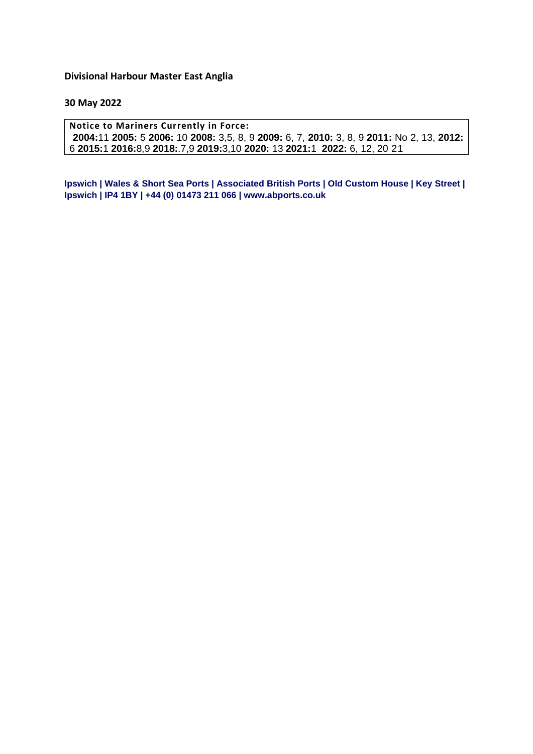**Divisional Harbour Master East Anglia**

**30 May 2022**

**Notice to Mariners Currently in Force:**
**2004:**11 **2005:** 5 **2006:** 10 **2008:** 3,5, 8, 9 **2009:** 6, 7, **2010:** 3, 8, 9 **2011:** No 2, 13, **2012:** 6 **2015:**1 **2016:**8,9 **2018:**.7,9 **2019:**3,10 **2020:** 13 **2021:**1 **2022:** 6, 12, 20 21

**Ipswich | Wales & Short Sea Ports | Associated British Ports | Old Custom House | Key Street | Ipswich | IP4 1BY | +44 (0) 01473 211 066 | www.abports.co.uk**